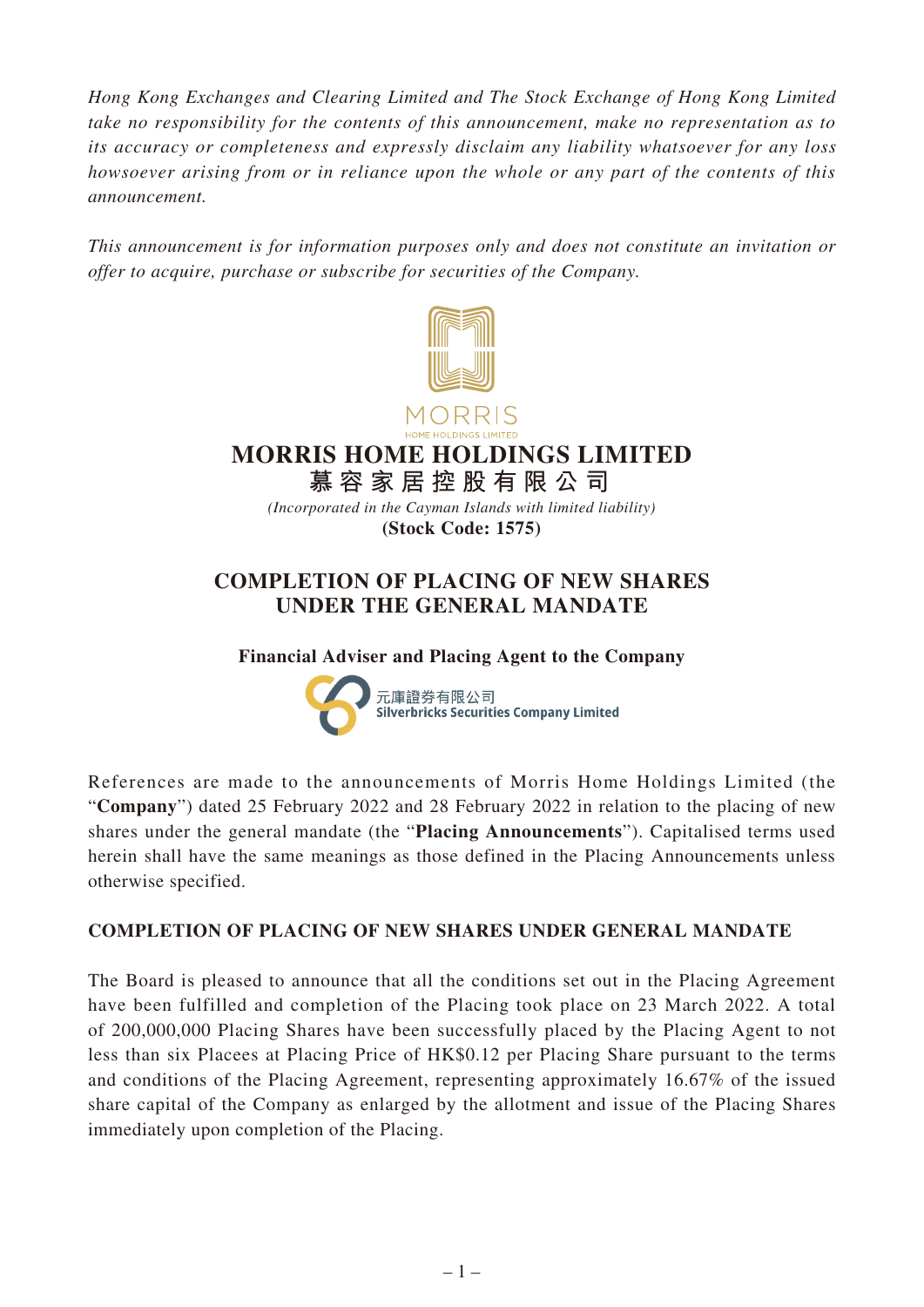*Hong Kong Exchanges and Clearing Limited and The Stock Exchange of Hong Kong Limited take no responsibility for the contents of this announcement, make no representation as to its accuracy or completeness and expressly disclaim any liability whatsoever for any loss howsoever arising from or in reliance upon the whole or any part of the contents of this announcement.*

*This announcement is for information purposes only and does not constitute an invitation or offer to acquire, purchase or subscribe for securities of the Company.*

# MORRIS HOME HOLDINGS LIMITED
# 慕容家居控股有限公司

*(Incorporated in the Cayman Islands with limited liability)*

**(Stock Code: 1575)**

## COMPLETION OF PLACING OF NEW SHARES UNDER THE GENERAL MANDATE

**Financial Adviser and Placing Agent to the Company**

元庫證券有限公司
Silverbricks Securities Company Limited

References are made to the announcements of Morris Home Holdings Limited (the "**Company**") dated 25 February 2022 and 28 February 2022 in relation to the placing of new shares under the general mandate (the "**Placing Announcements**"). Capitalised terms used herein shall have the same meanings as those defined in the Placing Announcements unless otherwise specified.

### COMPLETION OF PLACING OF NEW SHARES UNDER GENERAL MANDATE

The Board is pleased to announce that all the conditions set out in the Placing Agreement have been fulfilled and completion of the Placing took place on 23 March 2022. A total of 200,000,000 Placing Shares have been successfully placed by the Placing Agent to not less than six Placees at Placing Price of HK$0.12 per Placing Share pursuant to the terms and conditions of the Placing Agreement, representing approximately 16.67% of the issued share capital of the Company as enlarged by the allotment and issue of the Placing Shares immediately upon completion of the Placing.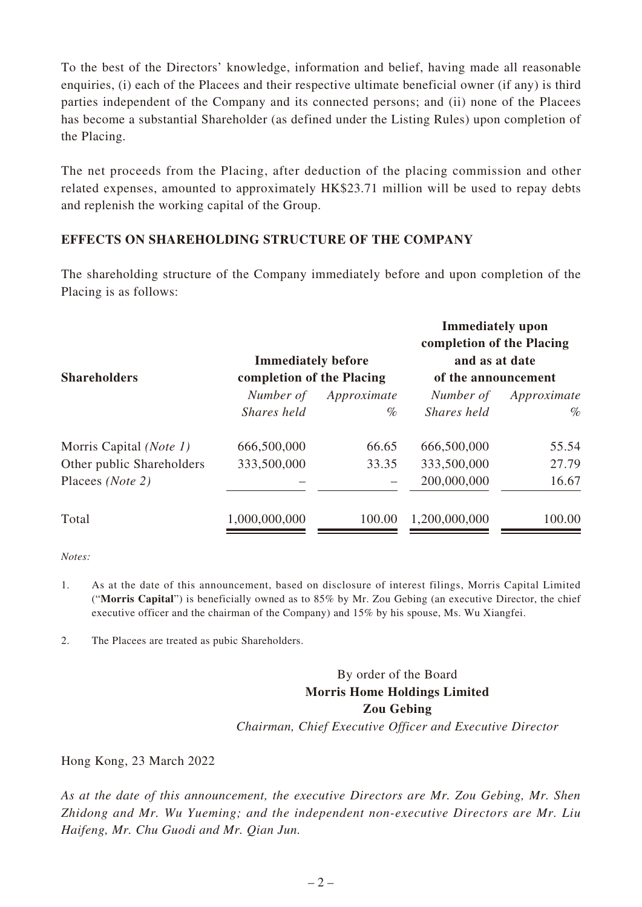To the best of the Directors' knowledge, information and belief, having made all reasonable enquiries, (i) each of the Placees and their respective ultimate beneficial owner (if any) is third parties independent of the Company and its connected persons; and (ii) none of the Placees has become a substantial Shareholder (as defined under the Listing Rules) upon completion of the Placing.

The net proceeds from the Placing, after deduction of the placing commission and other related expenses, amounted to approximately HK$23.71 million will be used to repay debts and replenish the working capital of the Group.

**EFFECTS ON SHAREHOLDING STRUCTURE OF THE COMPANY**

The shareholding structure of the Company immediately before and upon completion of the Placing is as follows:

| Shareholders | Immediately before completion of the Placing | | Immediately upon completion of the Placing and as at date of the announcement | |
|---|---|---|---|---|
| | *Number of Shares held* | *Approximate %* | *Number of Shares held* | *Approximate %* |
| Morris Capital *(Note 1)* | 666,500,000 | 66.65 | 666,500,000 | 55.54 |
| Other public Shareholders | 333,500,000 | 33.35 | 333,500,000 | 27.79 |
| Placees *(Note 2)* | – | – | 200,000,000 | 16.67 |
| Total | 1,000,000,000 | 100.00 | 1,200,000,000 | 100.00 |

*Notes:*

1. As at the date of this announcement, based on disclosure of interest filings, Morris Capital Limited ("**Morris Capital**") is beneficially owned as to 85% by Mr. Zou Gebing (an executive Director, the chief executive officer and the chairman of the Company) and 15% by his spouse, Ms. Wu Xiangfei.

2. The Placees are treated as pubic Shareholders.

By order of the Board
**Morris Home Holdings Limited**
**Zou Gebing**
*Chairman, Chief Executive Officer and Executive Director*

Hong Kong, 23 March 2022

*As at the date of this announcement, the executive Directors are Mr. Zou Gebing, Mr. Shen Zhidong and Mr. Wu Yueming; and the independent non-executive Directors are Mr. Liu Haifeng, Mr. Chu Guodi and Mr. Qian Jun.*